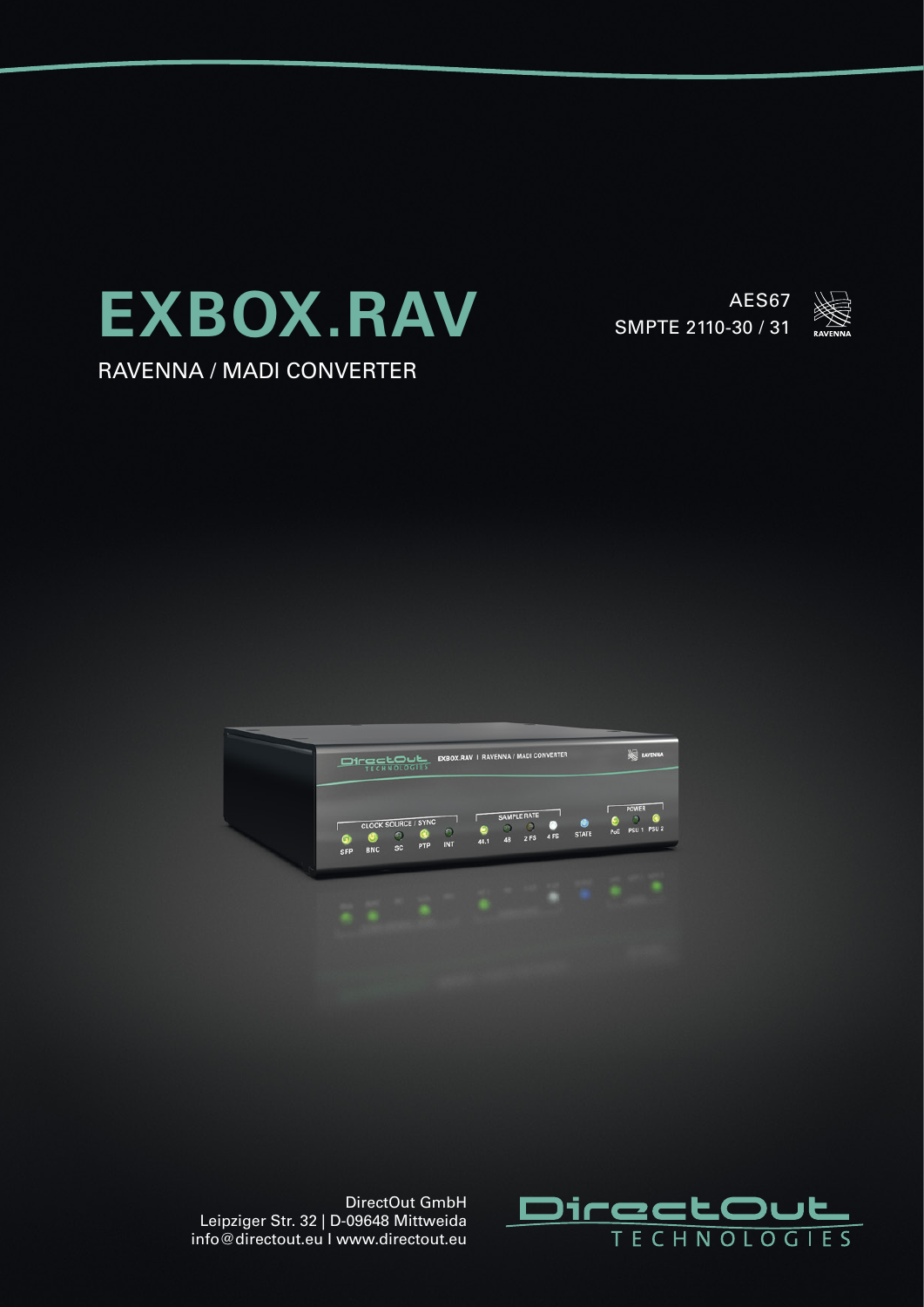# EXBOX.RAV

AES67
SMPTE 2110-30 / 31

RAVENNA / MADI CONVERTER

DirectOut GmbH
Leipziger Str. 32 | D-09648 Mittweida
info@directout.eu I www.directout.eu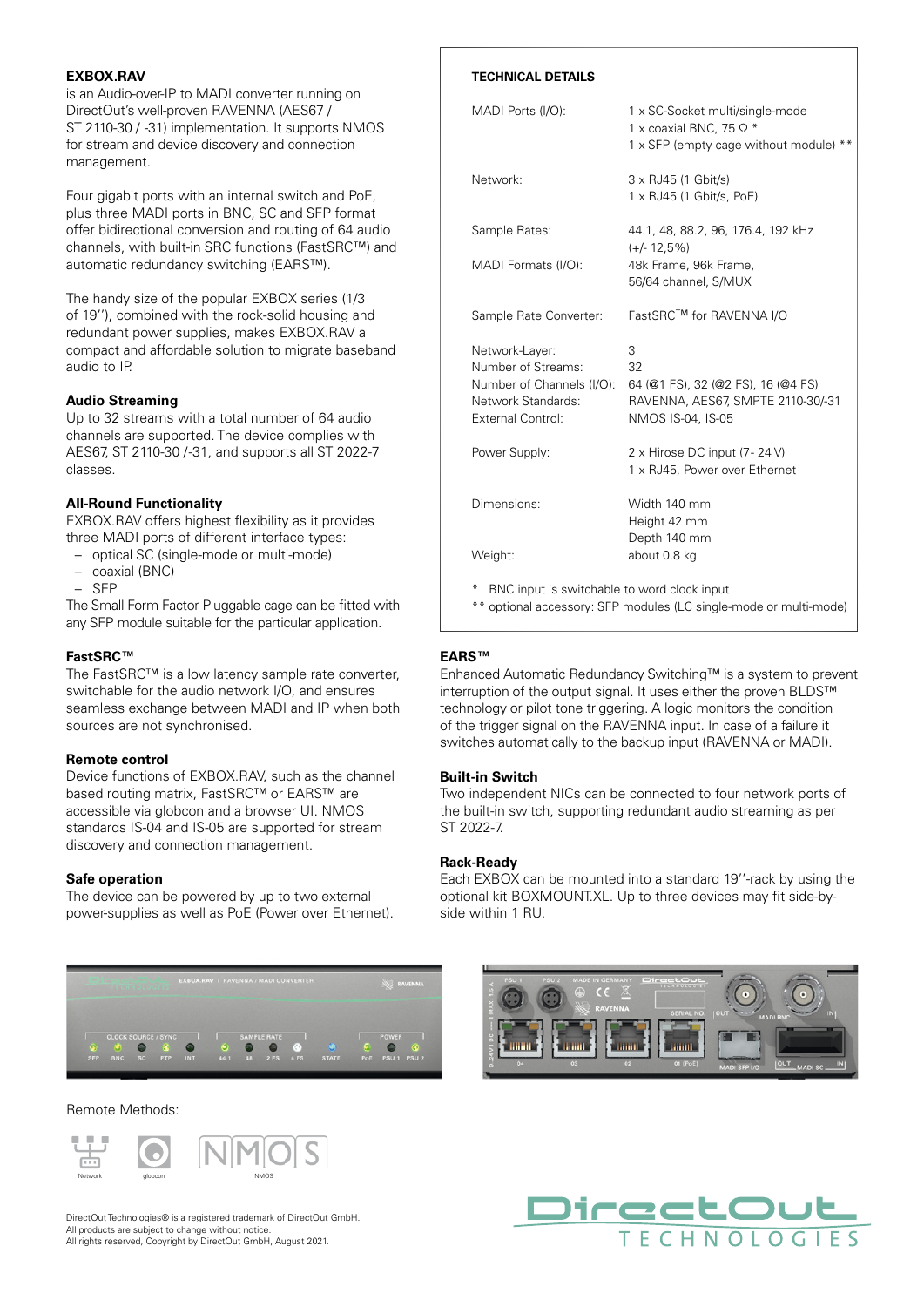## EXBOX.RAV

is an Audio-over-IP to MADI converter running on DirectOut's well-proven RAVENNA (AES67 / ST 2110-30 / -31) implementation. It supports NMOS for stream and device discovery and connection management.

Four gigabit ports with an internal switch and PoE, plus three MADI ports in BNC, SC and SFP format offer bidirectional conversion and routing of 64 audio channels, with built-in SRC functions (FastSRC™) and automatic redundancy switching (EARS™).

The handy size of the popular EXBOX series (1/3 of 19''), combined with the rock-solid housing and redundant power supplies, makes EXBOX.RAV a compact and affordable solution to migrate baseband audio to IP.

### Audio Streaming

Up to 32 streams with a total number of 64 audio channels are supported. The device complies with AES67, ST 2110-30 /-31, and supports all ST 2022-7 classes.

### All-Round Functionality

EXBOX.RAV offers highest flexibility as it provides three MADI ports of different interface types:

- optical SC (single-mode or multi-mode)
- coaxial (BNC)
- SFP

The Small Form Factor Pluggable cage can be fitted with any SFP module suitable for the particular application.

### FastSRC™

The FastSRC™ is a low latency sample rate converter, switchable for the audio network I/O, and ensures seamless exchange between MADI and IP when both sources are not synchronised.

### Remote control

Device functions of EXBOX.RAV, such as the channel based routing matrix, FastSRC™ or EARS™ are accessible via globcon and a browser UI. NMOS standards IS-04 and IS-05 are supported for stream discovery and connection management.

### Safe operation

The device can be powered by up to two external power-supplies as well as PoE (Power over Ethernet).

### TECHNICAL DETAILS

| | |
|---|---|
| MADI Ports (I/O): | 1 x SC-Socket multi/single-mode<br>1 x coaxial BNC, 75 Ω *<br>1 x SFP (empty cage without module) ** |
| Network: | 3 x RJ45 (1 Gbit/s)<br>1 x RJ45 (1 Gbit/s, PoE) |
| Sample Rates: | 44.1, 48, 88.2, 96, 176.4, 192 kHz (+/- 12,5%) |
| MADI Formats (I/O): | 48k Frame, 96k Frame, 56/64 channel, S/MUX |
| Sample Rate Converter: | FastSRC™ for RAVENNA I/O |
| Network-Layer: | 3 |
| Number of Streams: | 32 |
| Number of Channels (I/O): | 64 (@1 FS), 32 (@2 FS), 16 (@4 FS) |
| Network Standards: | RAVENNA, AES67, SMPTE 2110-30/-31 |
| External Control: | NMOS IS-04, IS-05 |
| Power Supply: | 2 x Hirose DC input (7- 24 V)<br>1 x RJ45, Power over Ethernet |
| Dimensions: | Width 140 mm<br>Height 42 mm<br>Depth 140 mm |
| Weight: | about 0.8 kg |

\* BNC input is switchable to word clock input
** optional accessory: SFP modules (LC single-mode or multi-mode)

### EARS™

Enhanced Automatic Redundancy Switching™ is a system to prevent interruption of the output signal. It uses either the proven BLDS™ technology or pilot tone triggering. A logic monitors the condition of the trigger signal on the RAVENNA input. In case of a failure it switches automatically to the backup input (RAVENNA or MADI).

### Built-in Switch

Two independent NICs can be connected to four network ports of the built-in switch, supporting redundant audio streaming as per ST 2022-7.

### Rack-Ready

Each EXBOX can be mounted into a standard 19''-rack by using the optional kit BOXMOUNT.XL. Up to three devices may fit side-by-side within 1 RU.

Remote Methods:

Network globcon NMOS

DirectOut Technologies® is a registered trademark of DirectOut GmbH.
All products are subject to change without notice.
All rights reserved, Copyright by DirectOut GmbH, August 2021.